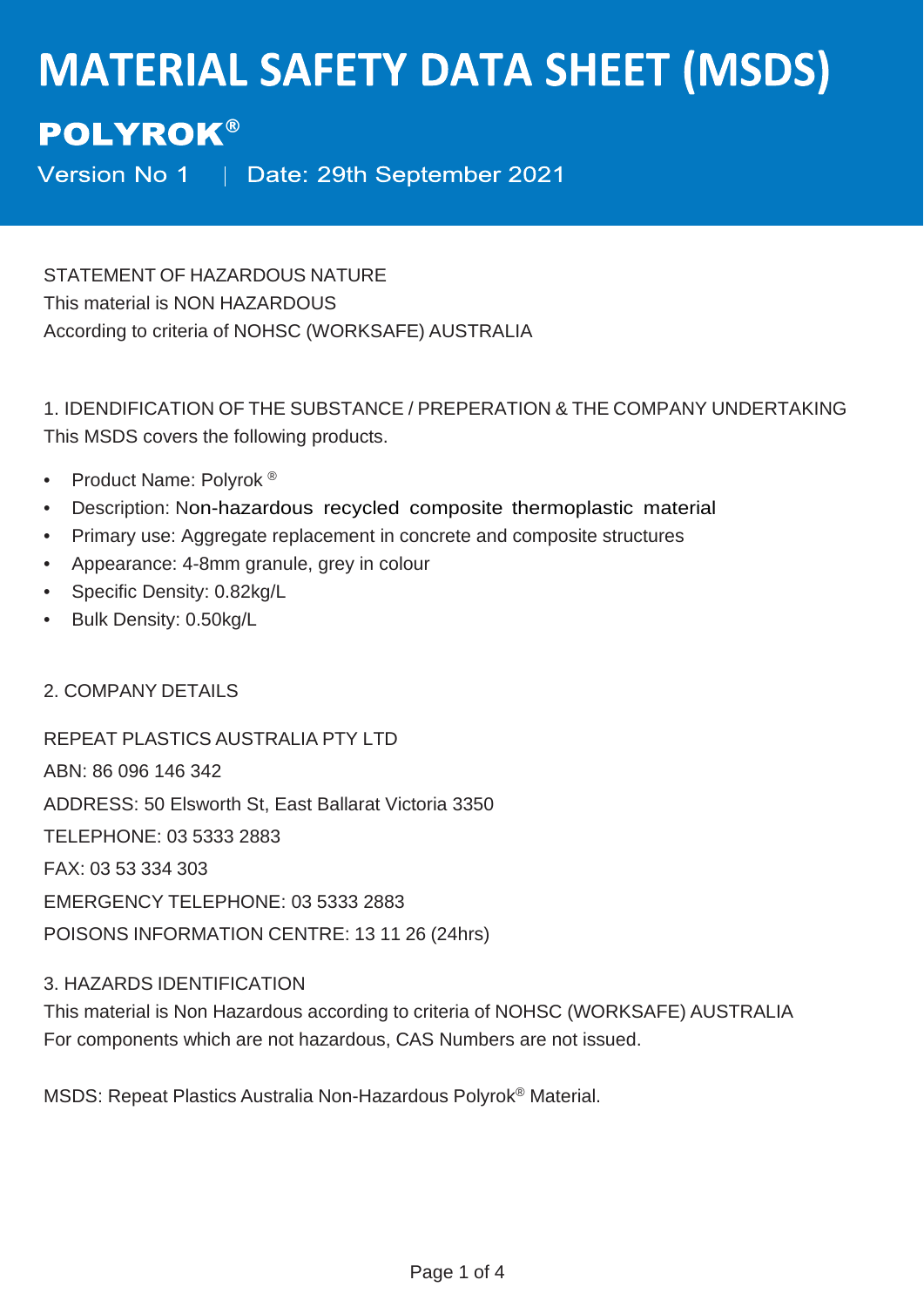# MATERIAL SAFETY DATA SHEET (MSDS)

## POLYROK®

Version No 1 | Date: 29th September 2021

STATEMENT OF HAZARDOUS NATURE
This material is NON HAZARDOUS
According to criteria of NOHSC (WORKSAFE) AUSTRALIA

1. IDENDIFICATION OF THE SUBSTANCE / PREPERATION & THE COMPANY UNDERTAKING
This MSDS covers the following products.

- Product Name: Polyrok ®
- Description: Non-hazardous recycled composite thermoplastic material
- Primary use: Aggregate replacement in concrete and composite structures
- Appearance: 4-8mm granule, grey in colour
- Specific Density: 0.82kg/L
- Bulk Density: 0.50kg/L

2. COMPANY DETAILS

REPEAT PLASTICS AUSTRALIA PTY LTD

ABN: 86 096 146 342

ADDRESS: 50 Elsworth St, East Ballarat Victoria 3350

TELEPHONE: 03 5333 2883

FAX: 03 53 334 303

EMERGENCY TELEPHONE: 03 5333 2883

POISONS INFORMATION CENTRE: 13 11 26 (24hrs)

3. HAZARDS IDENTIFICATION
This material is Non Hazardous according to criteria of NOHSC (WORKSAFE) AUSTRALIA
For components which are not hazardous, CAS Numbers are not issued.

MSDS: Repeat Plastics Australia Non-Hazardous Polyrok® Material.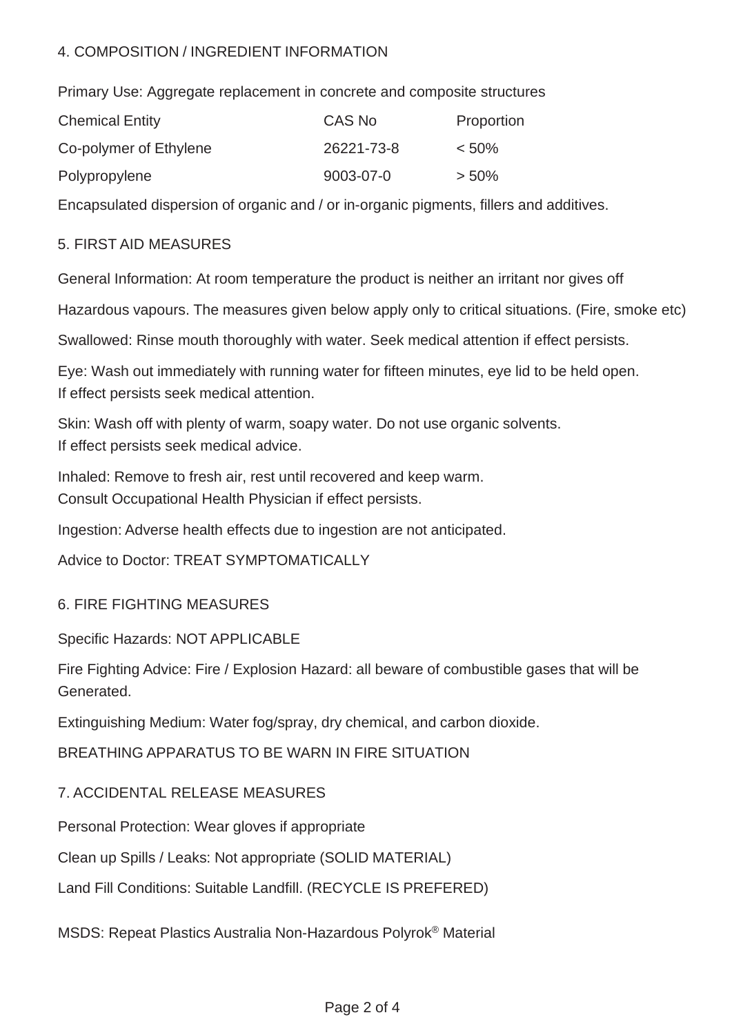## 4. COMPOSITION / INGREDIENT INFORMATION

Primary Use: Aggregate replacement in concrete and composite structures

| Chemical Entity | CAS No | Proportion |
|---|---|---|
| Co-polymer of Ethylene | 26221-73-8 | < 50% |
| Polypropylene | 9003-07-0 | > 50% |

Encapsulated dispersion of organic and / or in-organic pigments, fillers and additives.

## 5. FIRST AID MEASURES

General Information: At room temperature the product is neither an irritant nor gives off

Hazardous vapours. The measures given below apply only to critical situations. (Fire, smoke etc)

Swallowed: Rinse mouth thoroughly with water. Seek medical attention if effect persists.

Eye: Wash out immediately with running water for fifteen minutes, eye lid to be held open. If effect persists seek medical attention.

Skin: Wash off with plenty of warm, soapy water. Do not use organic solvents. If effect persists seek medical advice.

Inhaled: Remove to fresh air, rest until recovered and keep warm. Consult Occupational Health Physician if effect persists.

Ingestion: Adverse health effects due to ingestion are not anticipated.

Advice to Doctor: TREAT SYMPTOMATICALLY

## 6. FIRE FIGHTING MEASURES

Specific Hazards: NOT APPLICABLE

Fire Fighting Advice: Fire / Explosion Hazard: all beware of combustible gases that will be Generated.

Extinguishing Medium: Water fog/spray, dry chemical, and carbon dioxide.

BREATHING APPARATUS TO BE WARN IN FIRE SITUATION

## 7. ACCIDENTAL RELEASE MEASURES

Personal Protection: Wear gloves if appropriate

Clean up Spills / Leaks: Not appropriate (SOLID MATERIAL)

Land Fill Conditions: Suitable Landfill. (RECYCLE IS PREFERED)

MSDS: Repeat Plastics Australia Non-Hazardous Polyrok® Material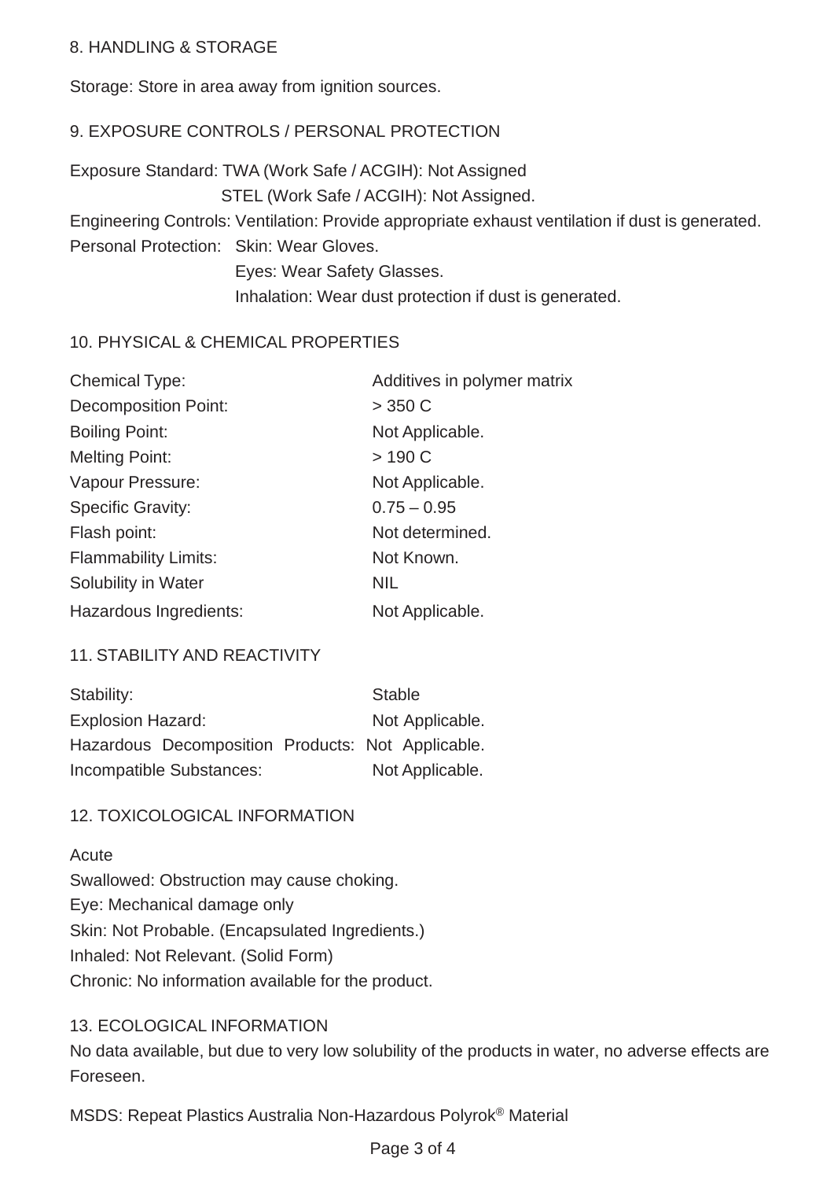## 8. HANDLING & STORAGE

Storage: Store in area away from ignition sources.

## 9. EXPOSURE CONTROLS / PERSONAL PROTECTION

Exposure Standard: TWA (Work Safe / ACGIH): Not Assigned
STEL (Work Safe / ACGIH): Not Assigned.

Engineering Controls: Ventilation: Provide appropriate exhaust ventilation if dust is generated.

Personal Protection: Skin: Wear Gloves.
Eyes: Wear Safety Glasses.
Inhalation: Wear dust protection if dust is generated.

## 10. PHYSICAL & CHEMICAL PROPERTIES

| | |
|---|---|
| Chemical Type: | Additives in polymer matrix |
| Decomposition Point: | > 350 C |
| Boiling Point: | Not Applicable. |
| Melting Point: | > 190 C |
| Vapour Pressure: | Not Applicable. |
| Specific Gravity: | 0.75 – 0.95 |
| Flash point: | Not determined. |
| Flammability Limits: | Not Known. |
| Solubility in Water | NIL |
| Hazardous Ingredients: | Not Applicable. |

## 11. STABILITY AND REACTIVITY

| | |
|---|---|
| Stability: | Stable |
| Explosion Hazard: | Not Applicable. |
| Hazardous Decomposition Products: | Not Applicable. |
| Incompatible Substances: | Not Applicable. |

## 12. TOXICOLOGICAL INFORMATION

Acute

Swallowed: Obstruction may cause choking.
Eye: Mechanical damage only
Skin: Not Probable. (Encapsulated Ingredients.)
Inhaled: Not Relevant. (Solid Form)
Chronic: No information available for the product.

## 13. ECOLOGICAL INFORMATION

No data available, but due to very low solubility of the products in water, no adverse effects are Foreseen.

MSDS: Repeat Plastics Australia Non-Hazardous Polyrok® Material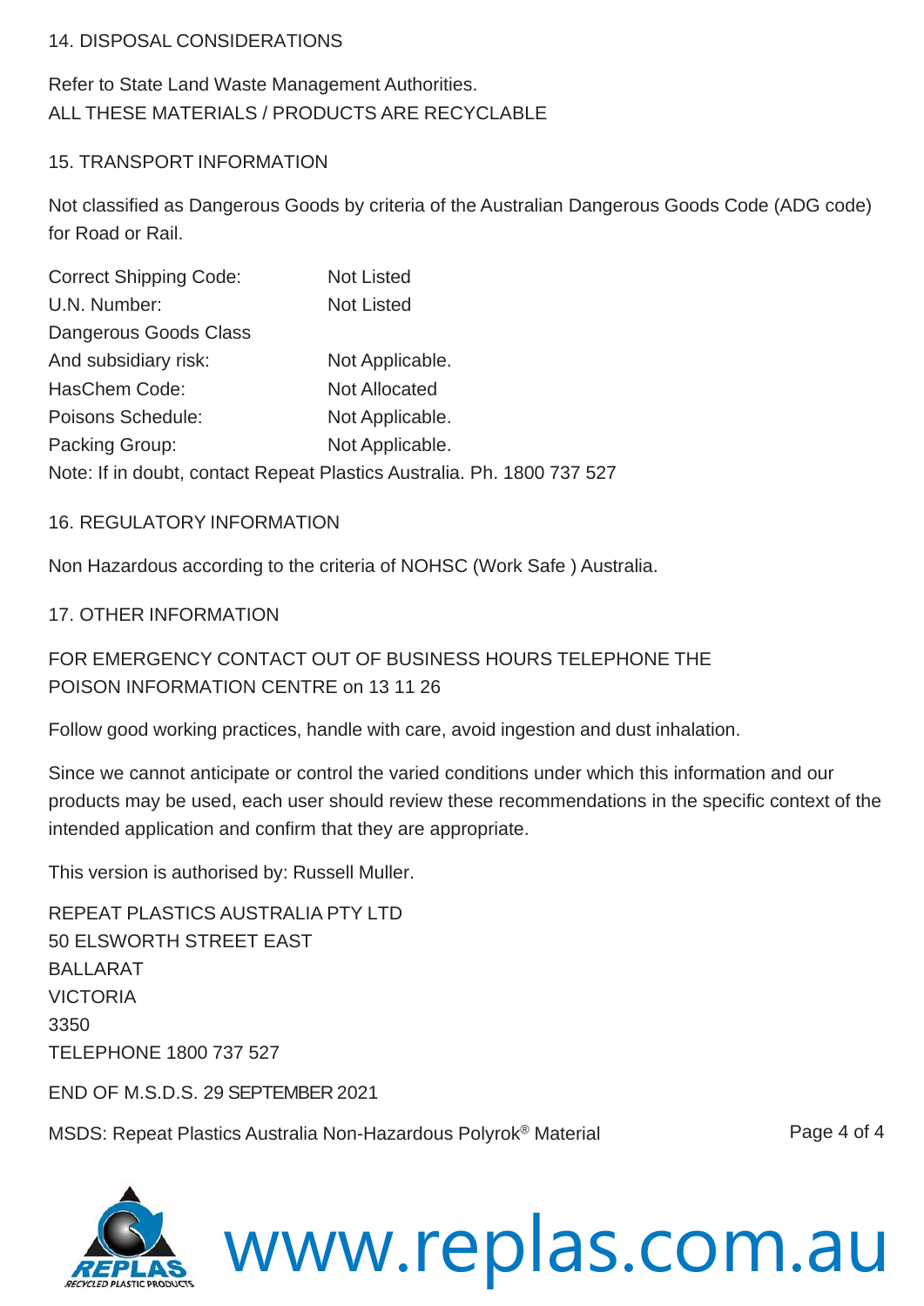## 14. DISPOSAL CONSIDERATIONS

Refer to State Land Waste Management Authorities.
ALL THESE MATERIALS / PRODUCTS ARE RECYCLABLE

## 15. TRANSPORT INFORMATION

Not classified as Dangerous Goods by criteria of the Australian Dangerous Goods Code (ADG code) for Road or Rail.

| | |
|---|---|
| Correct Shipping Code: | Not Listed |
| U.N. Number: | Not Listed |
| Dangerous Goods Class And subsidiary risk: | Not Applicable. |
| HasChem Code: | Not Allocated |
| Poisons Schedule: | Not Applicable. |
| Packing Group: | Not Applicable. |

Note: If in doubt, contact Repeat Plastics Australia. Ph. 1800 737 527

## 16. REGULATORY INFORMATION

Non Hazardous according to the criteria of NOHSC (Work Safe ) Australia.

## 17. OTHER INFORMATION

FOR EMERGENCY CONTACT OUT OF BUSINESS HOURS TELEPHONE THE POISON INFORMATION CENTRE on 13 11 26

Follow good working practices, handle with care, avoid ingestion and dust inhalation.

Since we cannot anticipate or control the varied conditions under which this information and our products may be used, each user should review these recommendations in the specific context of the intended application and confirm that they are appropriate.

This version is authorised by: Russell Muller.

REPEAT PLASTICS AUSTRALIA PTY LTD
50 ELSWORTH STREET EAST
BALLARAT
VICTORIA
3350
TELEPHONE 1800 737 527

END OF M.S.D.S. 29 SEPTEMBER 2021

REPLAS RECYCLED PLASTIC PRODUCTS

www.replas.com.au